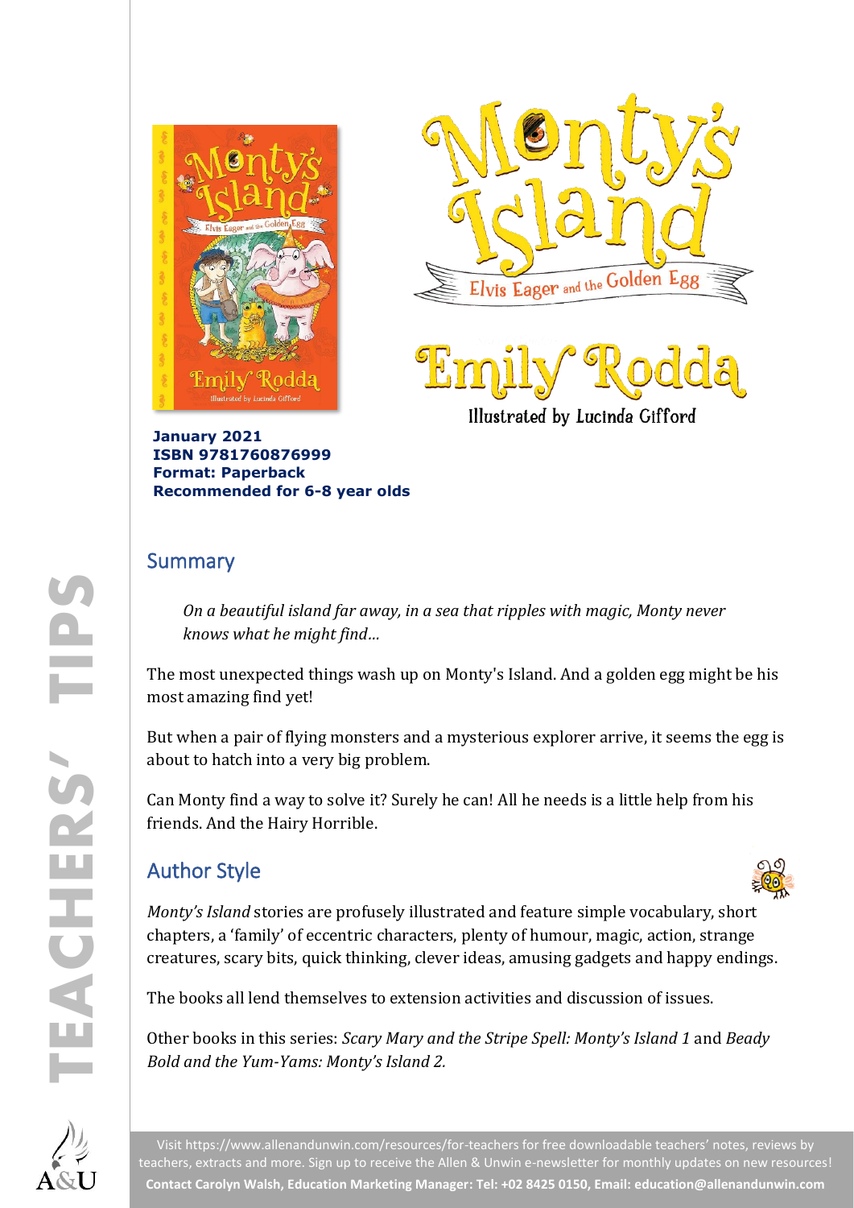# Monty's Island

## Elvis Eager and the Golden Egg

**Emily Rodda**

Illustrated by Lucinda Gifford

**January 2021**
**ISBN 9781760876999**
**Format: Paperback**
**Recommended for 6-8 year olds**

## Summary

*On a beautiful island far away, in a sea that ripples with magic, Monty never knows what he might find...*

The most unexpected things wash up on Monty's Island. And a golden egg might be his most amazing find yet!

But when a pair of flying monsters and a mysterious explorer arrive, it seems the egg is about to hatch into a very big problem.

Can Monty find a way to solve it? Surely he can! All he needs is a little help from his friends. And the Hairy Horrible.

## Author Style

*Monty's Island* stories are profusely illustrated and feature simple vocabulary, short chapters, a 'family' of eccentric characters, plenty of humour, magic, action, strange creatures, scary bits, quick thinking, clever ideas, amusing gadgets and happy endings.

The books all lend themselves to extension activities and discussion of issues.

Other books in this series: *Scary Mary and the Stripe Spell: Monty's Island 1* and *Beady Bold and the Yum-Yams: Monty's Island 2.*

Visit https://www.allenandunwin.com/resources/for-teachers for free downloadable teachers' notes, reviews by teachers, extracts and more. Sign up to receive the Allen & Unwin e-newsletter for monthly updates on new resources!
**Contact Carolyn Walsh, Education Marketing Manager: Tel: +02 8425 0150, Email: education@allenandunwin.com**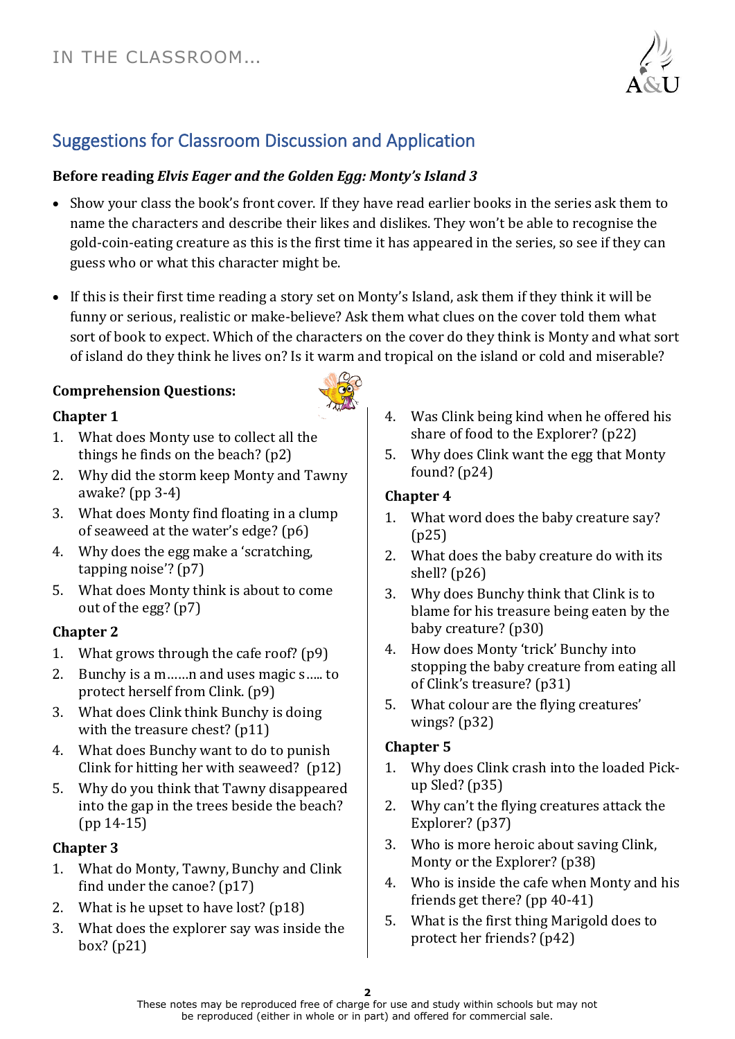# IN THE CLASSROOM…

## Suggestions for Classroom Discussion and Application

**Before reading *Elvis Eager and the Golden Egg: Monty's Island 3***

- Show your class the book's front cover. If they have read earlier books in the series ask them to name the characters and describe their likes and dislikes. They won't be able to recognise the gold-coin-eating creature as this is the first time it has appeared in the series, so see if they can guess who or what this character might be.

- If this is their first time reading a story set on Monty's Island, ask them if they think it will be funny or serious, realistic or make-believe? Ask them what clues on the cover told them what sort of book to expect. Which of the characters on the cover do they think is Monty and what sort of island do they think he lives on? Is it warm and tropical on the island or cold and miserable?

**Comprehension Questions:**

**Chapter 1**

1. What does Monty use to collect all the things he finds on the beach? (p2)
2. Why did the storm keep Monty and Tawny awake? (pp 3-4)
3. What does Monty find floating in a clump of seaweed at the water's edge? (p6)
4. Why does the egg make a 'scratching, tapping noise'? (p7)
5. What does Monty think is about to come out of the egg? (p7)

**Chapter 2**

1. What grows through the cafe roof? (p9)
2. Bunchy is a m……n and uses magic s….. to protect herself from Clink. (p9)
3. What does Clink think Bunchy is doing with the treasure chest? (p11)
4. What does Bunchy want to do to punish Clink for hitting her with seaweed? (p12)
5. Why do you think that Tawny disappeared into the gap in the trees beside the beach? (pp 14-15)

**Chapter 3**

1. What do Monty, Tawny, Bunchy and Clink find under the canoe? (p17)
2. What is he upset to have lost? (p18)
3. What does the explorer say was inside the box? (p21)
4. Was Clink being kind when he offered his share of food to the Explorer? (p22)
5. Why does Clink want the egg that Monty found? (p24)

**Chapter 4**

1. What word does the baby creature say? (p25)
2. What does the baby creature do with its shell? (p26)
3. Why does Bunchy think that Clink is to blame for his treasure being eaten by the baby creature? (p30)
4. How does Monty 'trick' Bunchy into stopping the baby creature from eating all of Clink's treasure? (p31)
5. What colour are the flying creatures' wings? (p32)

**Chapter 5**

1. Why does Clink crash into the loaded Pick-up Sled? (p35)
2. Why can't the flying creatures attack the Explorer? (p37)
3. Who is more heroic about saving Clink, Monty or the Explorer? (p38)
4. Who is inside the cafe when Monty and his friends get there? (pp 40-41)
5. What is the first thing Marigold does to protect her friends? (p42)

These notes may be reproduced free of charge for use and study within schools but may not be reproduced (either in whole or in part) and offered for commercial sale.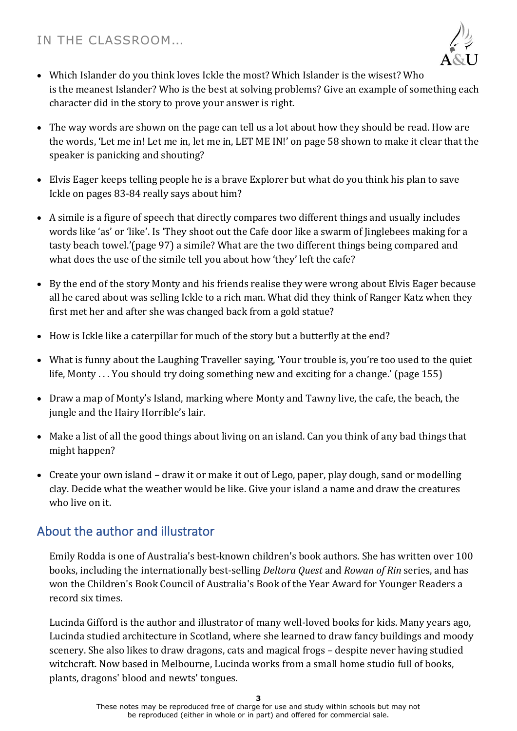- Which Islander do you think loves Ickle the most? Which Islander is the wisest? Who is the meanest Islander? Who is the best at solving problems? Give an example of something each character did in the story to prove your answer is right.
- The way words are shown on the page can tell us a lot about how they should be read. How are the words, 'Let me in! Let me in, let me in, LET ME IN!' on page 58 shown to make it clear that the speaker is panicking and shouting?
- Elvis Eager keeps telling people he is a brave Explorer but what do you think his plan to save Ickle on pages 83-84 really says about him?
- A simile is a figure of speech that directly compares two different things and usually includes words like 'as' or 'like'. Is 'They shoot out the Cafe door like a swarm of Jinglebees making for a tasty beach towel.'(page 97) a simile? What are the two different things being compared and what does the use of the simile tell you about how 'they' left the cafe?
- By the end of the story Monty and his friends realise they were wrong about Elvis Eager because all he cared about was selling Ickle to a rich man. What did they think of Ranger Katz when they first met her and after she was changed back from a gold statue?
- How is Ickle like a caterpillar for much of the story but a butterfly at the end?
- What is funny about the Laughing Traveller saying, 'Your trouble is, you're too used to the quiet life, Monty . . . You should try doing something new and exciting for a change.' (page 155)
- Draw a map of Monty's Island, marking where Monty and Tawny live, the cafe, the beach, the jungle and the Hairy Horrible's lair.
- Make a list of all the good things about living on an island. Can you think of any bad things that might happen?
- Create your own island – draw it or make it out of Lego, paper, play dough, sand or modelling clay. Decide what the weather would be like. Give your island a name and draw the creatures who live on it.

## About the author and illustrator

Emily Rodda is one of Australia's best-known children's book authors. She has written over 100 books, including the internationally best-selling *Deltora Quest* and *Rowan of Rin* series, and has won the Children's Book Council of Australia's Book of the Year Award for Younger Readers a record six times.

Lucinda Gifford is the author and illustrator of many well-loved books for kids. Many years ago, Lucinda studied architecture in Scotland, where she learned to draw fancy buildings and moody scenery. She also likes to draw dragons, cats and magical frogs – despite never having studied witchcraft. Now based in Melbourne, Lucinda works from a small home studio full of books, plants, dragons' blood and newts' tongues.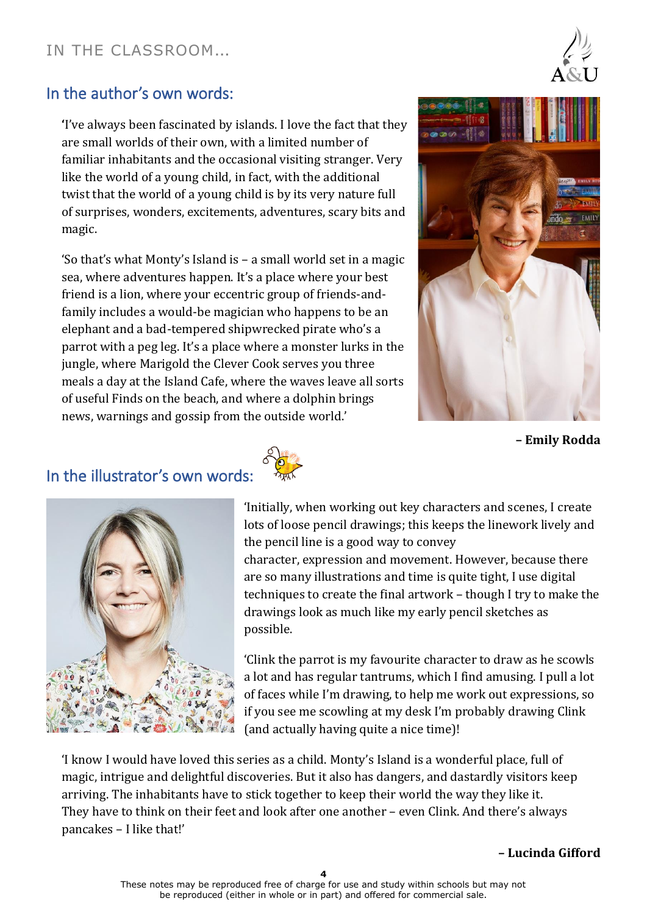IN THE CLASSROOM...

## In the author's own words:

'I've always been fascinated by islands. I love the fact that they are small worlds of their own, with a limited number of familiar inhabitants and the occasional visiting stranger. Very like the world of a young child, in fact, with the additional twist that the world of a young child is by its very nature full of surprises, wonders, excitements, adventures, scary bits and magic.

'So that's what Monty's Island is – a small world set in a magic sea, where adventures happen. It's a place where your best friend is a lion, where your eccentric group of friends-and-family includes a would-be magician who happens to be an elephant and a bad-tempered shipwrecked pirate who's a parrot with a peg leg. It's a place where a monster lurks in the jungle, where Marigold the Clever Cook serves you three meals a day at the Island Cafe, where the waves leave all sorts of useful Finds on the beach, and where a dolphin brings news, warnings and gossip from the outside world.'

**– Emily Rodda**

## In the illustrator's own words:

'Initially, when working out key characters and scenes, I create lots of loose pencil drawings; this keeps the linework lively and the pencil line is a good way to convey character, expression and movement. However, because there are so many illustrations and time is quite tight, I use digital techniques to create the final artwork – though I try to make the drawings look as much like my early pencil sketches as possible.

'Clink the parrot is my favourite character to draw as he scowls a lot and has regular tantrums, which I find amusing. I pull a lot of faces while I'm drawing, to help me work out expressions, so if you see me scowling at my desk I'm probably drawing Clink (and actually having quite a nice time)!

'I know I would have loved this series as a child. Monty's Island is a wonderful place, full of magic, intrigue and delightful discoveries. But it also has dangers, and dastardly visitors keep arriving. The inhabitants have to stick together to keep their world the way they like it. They have to think on their feet and look after one another – even Clink. And there's always pancakes – I like that!'

**– Lucinda Gifford**

These notes may be reproduced free of charge for use and study within schools but may not be reproduced (either in whole or in part) and offered for commercial sale.